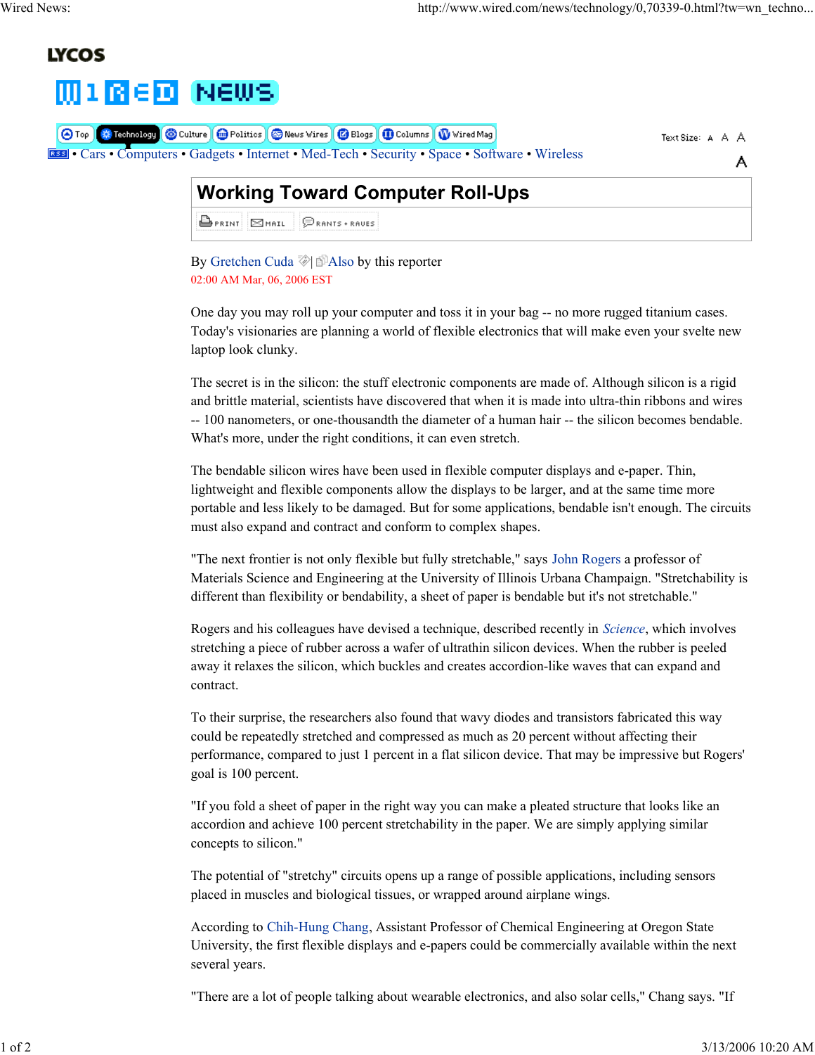LYCOS

Top • Technology • Culture • Politics • News Wires • Blogs • Columns • Wired Mag

Text Size: A A A A

RSS • Cars • Computers • Gadgets • Internet • Med-Tech • Security • Space • Software • Wireless

# Working Toward Computer Roll-Ups

PRINT MAIL RANTS + RAVES

By Gretchen Cuda | Also by this reporter

02:00 AM Mar, 06, 2006 EST

One day you may roll up your computer and toss it in your bag -- no more rugged titanium cases. Today's visionaries are planning a world of flexible electronics that will make even your svelte new laptop look clunky.

The secret is in the silicon: the stuff electronic components are made of. Although silicon is a rigid and brittle material, scientists have discovered that when it is made into ultra-thin ribbons and wires -- 100 nanometers, or one-thousandth the diameter of a human hair -- the silicon becomes bendable. What's more, under the right conditions, it can even stretch.

The bendable silicon wires have been used in flexible computer displays and e-paper. Thin, lightweight and flexible components allow the displays to be larger, and at the same time more portable and less likely to be damaged. But for some applications, bendable isn't enough. The circuits must also expand and contract and conform to complex shapes.

"The next frontier is not only flexible but fully stretchable," says John Rogers a professor of Materials Science and Engineering at the University of Illinois Urbana Champaign. "Stretchability is different than flexibility or bendability, a sheet of paper is bendable but it's not stretchable."

Rogers and his colleagues have devised a technique, described recently in *Science*, which involves stretching a piece of rubber across a wafer of ultrathin silicon devices. When the rubber is peeled away it relaxes the silicon, which buckles and creates accordion-like waves that can expand and contract.

To their surprise, the researchers also found that wavy diodes and transistors fabricated this way could be repeatedly stretched and compressed as much as 20 percent without affecting their performance, compared to just 1 percent in a flat silicon device. That may be impressive but Rogers' goal is 100 percent.

"If you fold a sheet of paper in the right way you can make a pleated structure that looks like an accordion and achieve 100 percent stretchability in the paper. We are simply applying similar concepts to silicon."

The potential of "stretchy" circuits opens up a range of possible applications, including sensors placed in muscles and biological tissues, or wrapped around airplane wings.

According to Chih-Hung Chang, Assistant Professor of Chemical Engineering at Oregon State University, the first flexible displays and e-papers could be commercially available within the next several years.

"There are a lot of people talking about wearable electronics, and also solar cells," Chang says. "If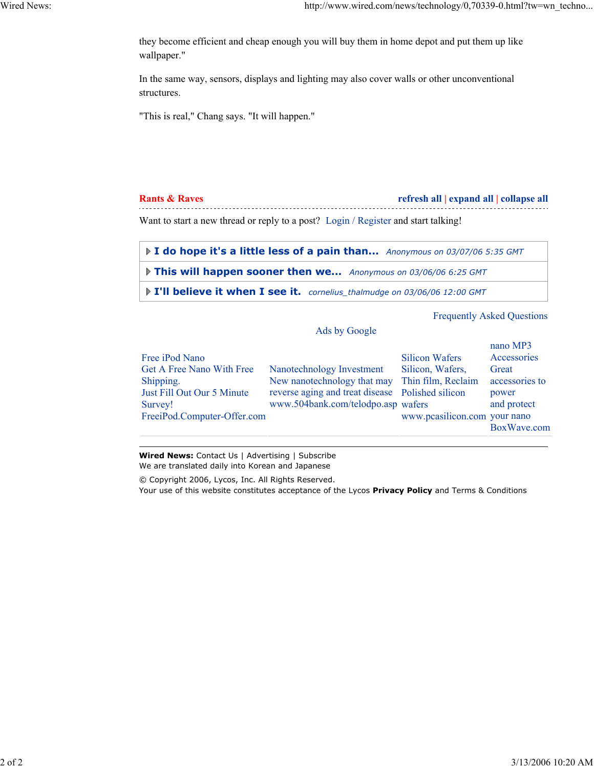they become efficient and cheap enough you will buy them in home depot and put them up like wallpaper."

In the same way, sensors, displays and lighting may also cover walls or other unconventional structures.

"This is real," Chang says. "It will happen."

## Rants & Raves

refresh all | expand all | collapse all

Want to start a new thread or reply to a post? Login / Register and start talking!

- **I do hope it's a little less of a pain than...** *Anonymous on 03/07/06 5:35 GMT*
- **This will happen sooner then we...** *Anonymous on 03/06/06 6:25 GMT*
- **I'll believe it when I see it.** *cornelius_thalmudge on 03/06/06 12:00 GMT*

Frequently Asked Questions

Ads by Google

| | | | |
|---|---|---|---|
| Free iPod Nano<br>Get A Free Nano With Free Shipping.<br>Just Fill Out Our 5 Minute Survey!<br>FreeiPod.Computer-Offer.com | Nanotechnology Investment<br>New nanotechnology that may reverse aging and treat disease<br>www.504bank.com/telodpo.asp | Silicon Wafers<br>Silicon, Wafers, Thin film, Reclaim Polished silicon wafers<br>www.pcasilicon.com | nano MP3 Accessories<br>Great accessories to power and protect your nano<br>BoxWave.com |

**Wired News:** Contact Us | Advertising | Subscribe
We are translated daily into Korean and Japanese

© Copyright 2006, Lycos, Inc. All Rights Reserved.
Your use of this website constitutes acceptance of the Lycos **Privacy Policy** and Terms & Conditions